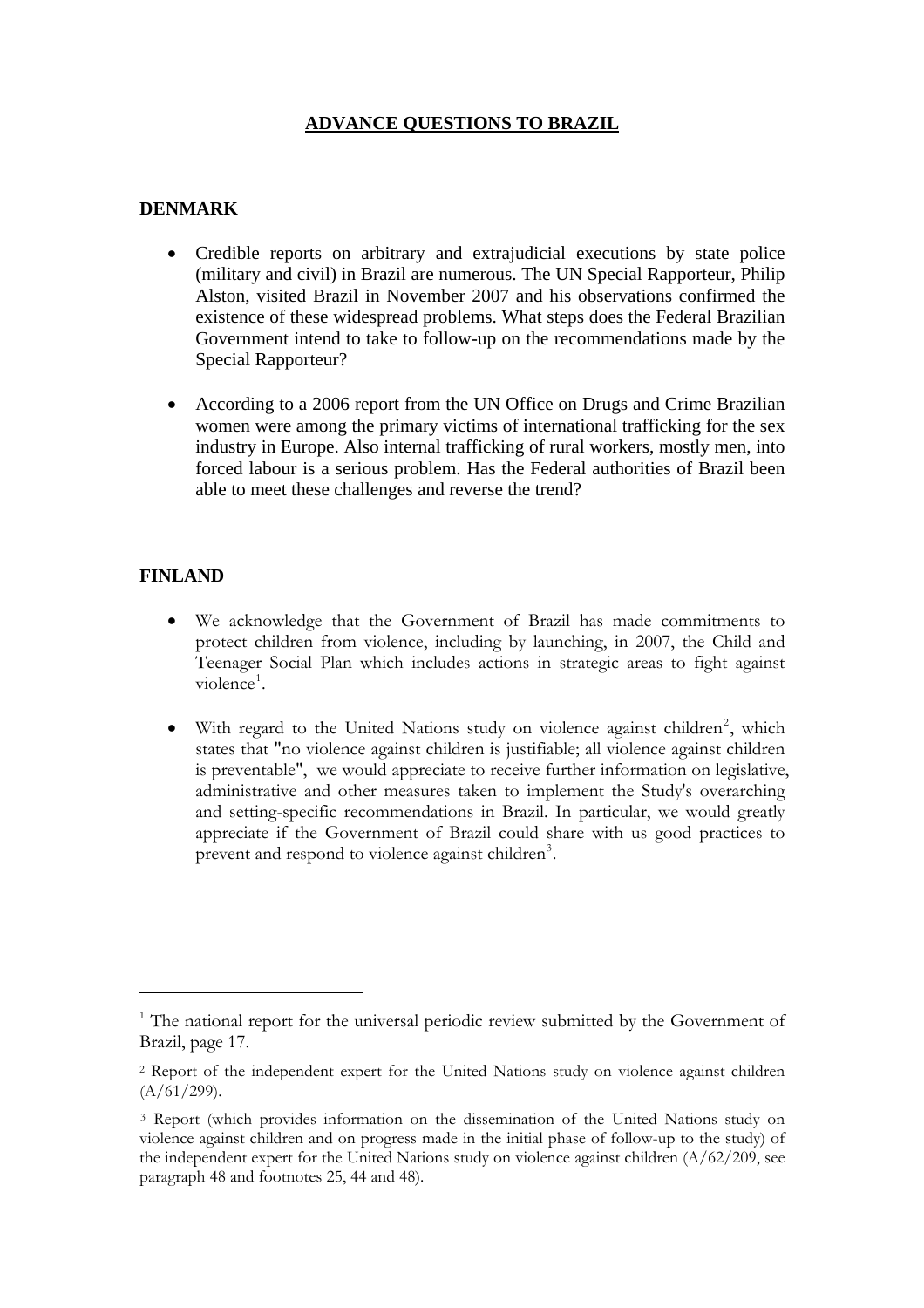# ADVANCE QUESTIONS TO BRAZIL

## DENMARK

- Credible reports on arbitrary and extrajudicial executions by state police (military and civil) in Brazil are numerous. The UN Special Rapporteur, Philip Alston, visited Brazil in November 2007 and his observations confirmed the existence of these widespread problems. What steps does the Federal Brazilian Government intend to take to follow-up on the recommendations made by the Special Rapporteur?

- According to a 2006 report from the UN Office on Drugs and Crime Brazilian women were among the primary victims of international trafficking for the sex industry in Europe. Also internal trafficking of rural workers, mostly men, into forced labour is a serious problem. Has the Federal authorities of Brazil been able to meet these challenges and reverse the trend?

## FINLAND

- We acknowledge that the Government of Brazil has made commitments to protect children from violence, including by launching, in 2007, the Child and Teenager Social Plan which includes actions in strategic areas to fight against violence[1].

- With regard to the United Nations study on violence against children[2], which states that "no violence against children is justifiable; all violence against children is preventable", we would appreciate to receive further information on legislative, administrative and other measures taken to implement the Study's overarching and setting-specific recommendations in Brazil. In particular, we would greatly appreciate if the Government of Brazil could share with us good practices to prevent and respond to violence against children[3].

---

[1] The national report for the universal periodic review submitted by the Government of Brazil, page 17.

[2] Report of the independent expert for the United Nations study on violence against children (A/61/299).

[3] Report (which provides information on the dissemination of the United Nations study on violence against children and on progress made in the initial phase of follow-up to the study) of the independent expert for the United Nations study on violence against children (A/62/209, see paragraph 48 and footnotes 25, 44 and 48).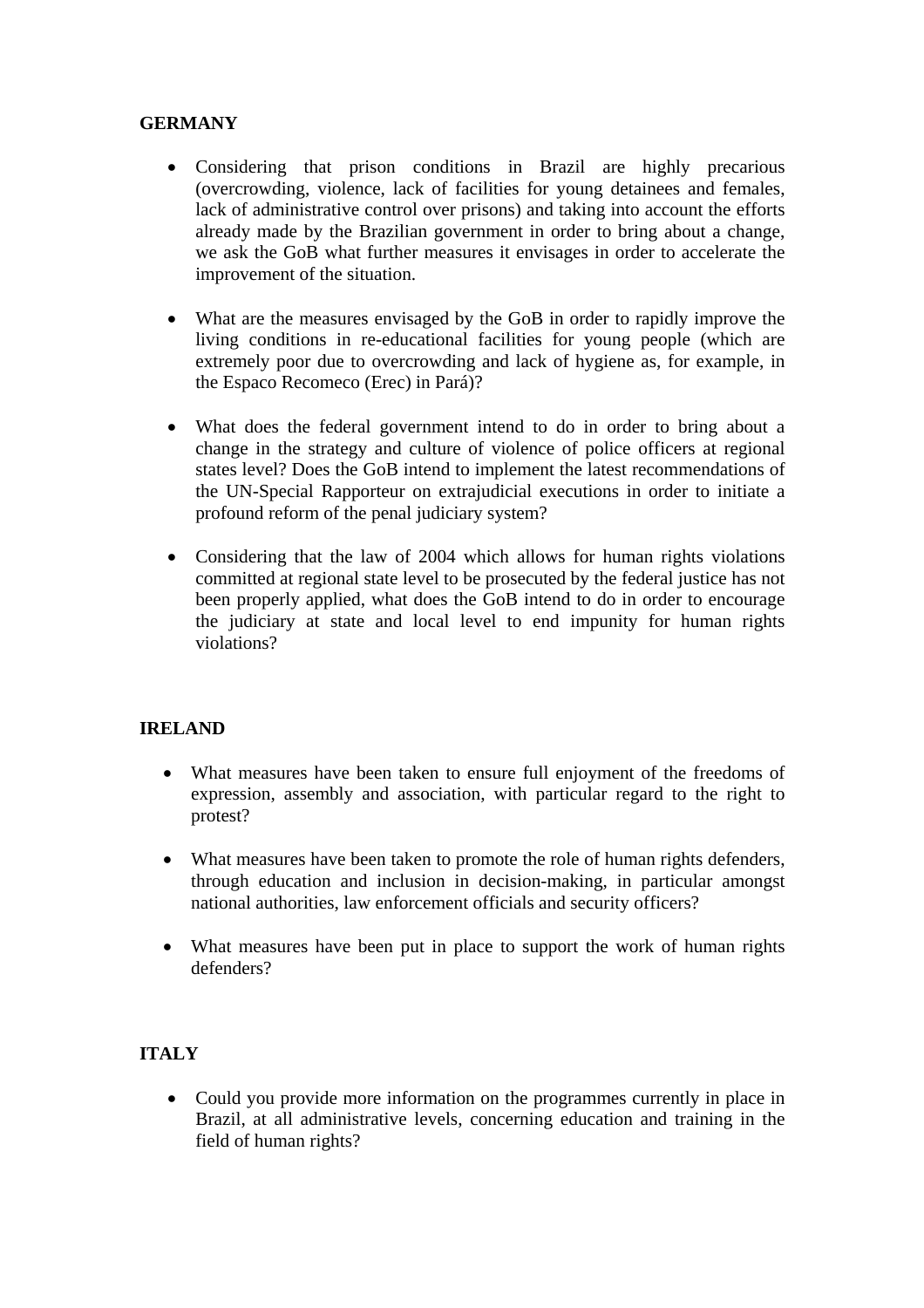**GERMANY**

- Considering that prison conditions in Brazil are highly precarious (overcrowding, violence, lack of facilities for young detainees and females, lack of administrative control over prisons) and taking into account the efforts already made by the Brazilian government in order to bring about a change, we ask the GoB what further measures it envisages in order to accelerate the improvement of the situation.

- What are the measures envisaged by the GoB in order to rapidly improve the living conditions in re-educational facilities for young people (which are extremely poor due to overcrowding and lack of hygiene as, for example, in the Espaco Recomeco (Erec) in Pará)?

- What does the federal government intend to do in order to bring about a change in the strategy and culture of violence of police officers at regional states level? Does the GoB intend to implement the latest recommendations of the UN-Special Rapporteur on extrajudicial executions in order to initiate a profound reform of the penal judiciary system?

- Considering that the law of 2004 which allows for human rights violations committed at regional state level to be prosecuted by the federal justice has not been properly applied, what does the GoB intend to do in order to encourage the judiciary at state and local level to end impunity for human rights violations?

**IRELAND**

- What measures have been taken to ensure full enjoyment of the freedoms of expression, assembly and association, with particular regard to the right to protest?

- What measures have been taken to promote the role of human rights defenders, through education and inclusion in decision-making, in particular amongst national authorities, law enforcement officials and security officers?

- What measures have been put in place to support the work of human rights defenders?

**ITALY**

- Could you provide more information on the programmes currently in place in Brazil, at all administrative levels, concerning education and training in the field of human rights?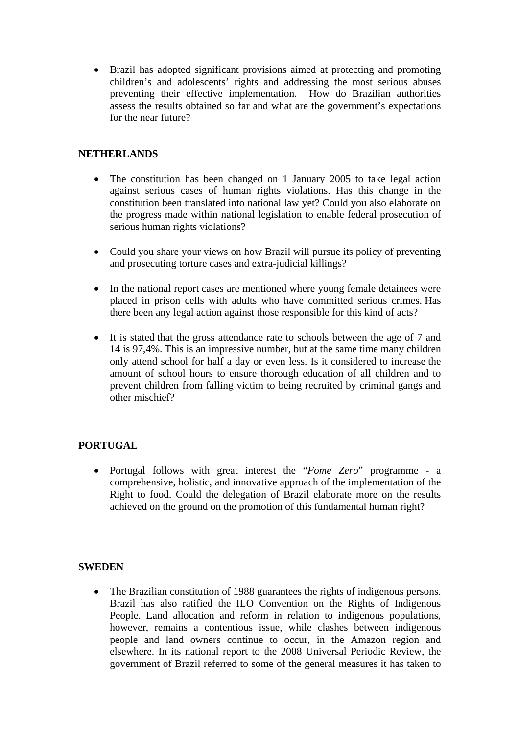- Brazil has adopted significant provisions aimed at protecting and promoting children's and adolescents' rights and addressing the most serious abuses preventing their effective implementation. How do Brazilian authorities assess the results obtained so far and what are the government's expectations for the near future?

**NETHERLANDS**

- The constitution has been changed on 1 January 2005 to take legal action against serious cases of human rights violations. Has this change in the constitution been translated into national law yet? Could you also elaborate on the progress made within national legislation to enable federal prosecution of serious human rights violations?

- Could you share your views on how Brazil will pursue its policy of preventing and prosecuting torture cases and extra-judicial killings?

- In the national report cases are mentioned where young female detainees were placed in prison cells with adults who have committed serious crimes. Has there been any legal action against those responsible for this kind of acts?

- It is stated that the gross attendance rate to schools between the age of 7 and 14 is 97,4%. This is an impressive number, but at the same time many children only attend school for half a day or even less. Is it considered to increase the amount of school hours to ensure thorough education of all children and to prevent children from falling victim to being recruited by criminal gangs and other mischief?

**PORTUGAL**

- Portugal follows with great interest the "*Fome Zero*" programme - a comprehensive, holistic, and innovative approach of the implementation of the Right to food. Could the delegation of Brazil elaborate more on the results achieved on the ground on the promotion of this fundamental human right?

**SWEDEN**

- The Brazilian constitution of 1988 guarantees the rights of indigenous persons. Brazil has also ratified the ILO Convention on the Rights of Indigenous People. Land allocation and reform in relation to indigenous populations, however, remains a contentious issue, while clashes between indigenous people and land owners continue to occur, in the Amazon region and elsewhere. In its national report to the 2008 Universal Periodic Review, the government of Brazil referred to some of the general measures it has taken to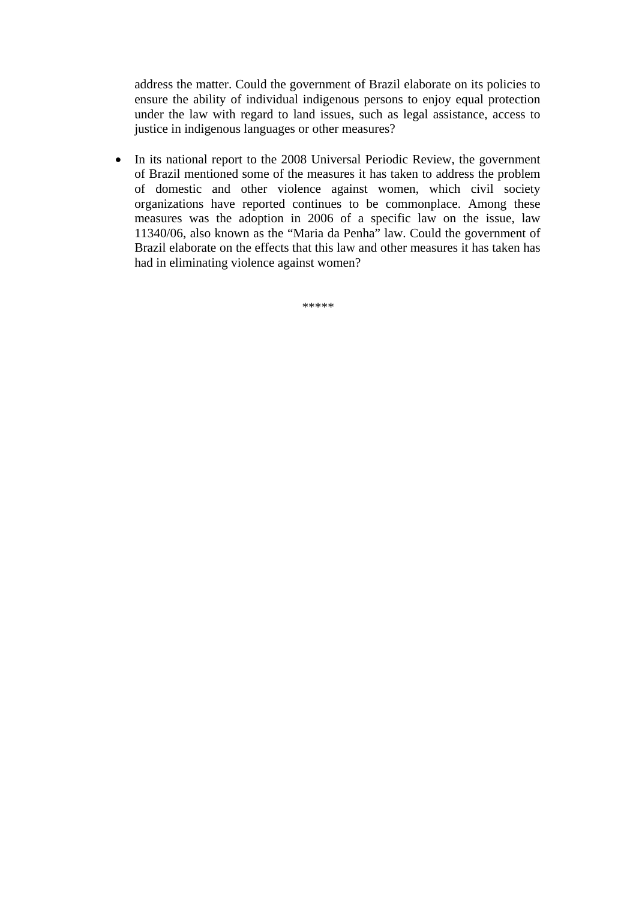address the matter. Could the government of Brazil elaborate on its policies to ensure the ability of individual indigenous persons to enjoy equal protection under the law with regard to land issues, such as legal assistance, access to justice in indigenous languages or other measures?

- In its national report to the 2008 Universal Periodic Review, the government of Brazil mentioned some of the measures it has taken to address the problem of domestic and other violence against women, which civil society organizations have reported continues to be commonplace. Among these measures was the adoption in 2006 of a specific law on the issue, law 11340/06, also known as the “Maria da Penha” law. Could the government of Brazil elaborate on the effects that this law and other measures it has taken has had in eliminating violence against women?

*****